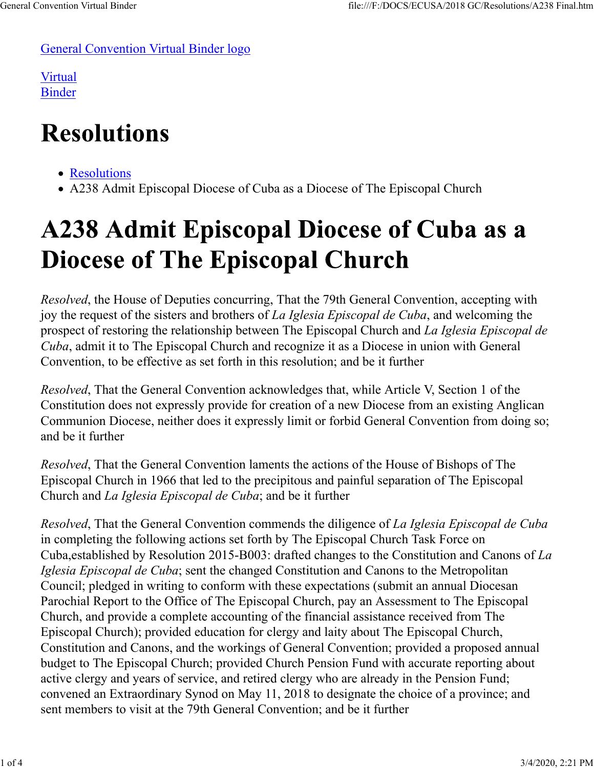General Convention Virtual Binder logo

Virtual
Binder

# Resolutions

- Resolutions
- A238 Admit Episcopal Diocese of Cuba as a Diocese of The Episcopal Church

# A238 Admit Episcopal Diocese of Cuba as a Diocese of The Episcopal Church

*Resolved*, the House of Deputies concurring, That the 79th General Convention, accepting with joy the request of the sisters and brothers of *La Iglesia Episcopal de Cuba*, and welcoming the prospect of restoring the relationship between The Episcopal Church and *La Iglesia Episcopal de Cuba*, admit it to The Episcopal Church and recognize it as a Diocese in union with General Convention, to be effective as set forth in this resolution; and be it further

*Resolved*, That the General Convention acknowledges that, while Article V, Section 1 of the Constitution does not expressly provide for creation of a new Diocese from an existing Anglican Communion Diocese, neither does it expressly limit or forbid General Convention from doing so; and be it further

*Resolved*, That the General Convention laments the actions of the House of Bishops of The Episcopal Church in 1966 that led to the precipitous and painful separation of The Episcopal Church and *La Iglesia Episcopal de Cuba*; and be it further

*Resolved*, That the General Convention commends the diligence of *La Iglesia Episcopal de Cuba* in completing the following actions set forth by The Episcopal Church Task Force on Cuba,established by Resolution 2015-B003: drafted changes to the Constitution and Canons of *La Iglesia Episcopal de Cuba*; sent the changed Constitution and Canons to the Metropolitan Council; pledged in writing to conform with these expectations (submit an annual Diocesan Parochial Report to the Office of The Episcopal Church, pay an Assessment to The Episcopal Church, and provide a complete accounting of the financial assistance received from The Episcopal Church); provided education for clergy and laity about The Episcopal Church, Constitution and Canons, and the workings of General Convention; provided a proposed annual budget to The Episcopal Church; provided Church Pension Fund with accurate reporting about active clergy and years of service, and retired clergy who are already in the Pension Fund; convened an Extraordinary Synod on May 11, 2018 to designate the choice of a province; and sent members to visit at the 79th General Convention; and be it further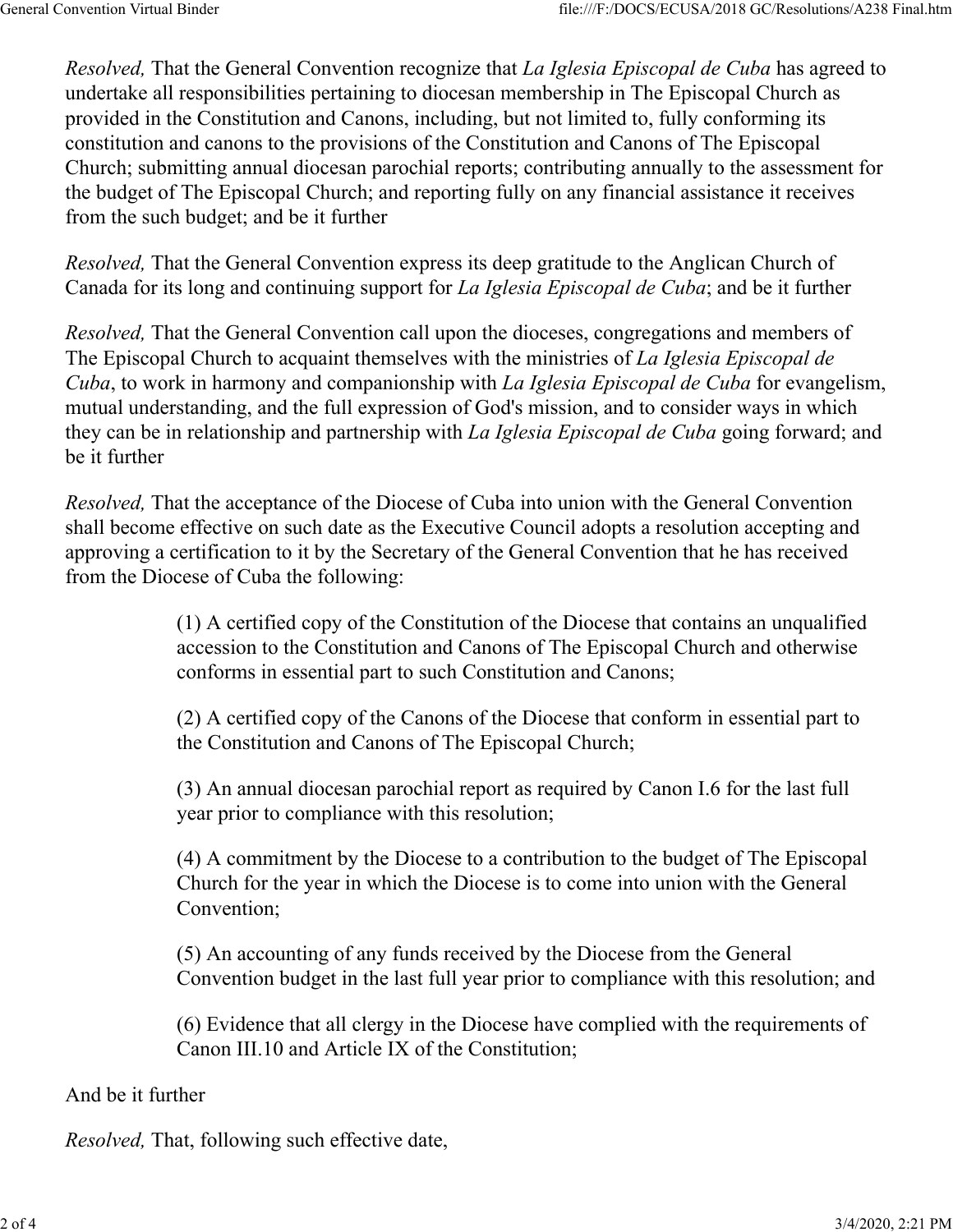*Resolved,* That the General Convention recognize that *La Iglesia Episcopal de Cuba* has agreed to undertake all responsibilities pertaining to diocesan membership in The Episcopal Church as provided in the Constitution and Canons, including, but not limited to, fully conforming its constitution and canons to the provisions of the Constitution and Canons of The Episcopal Church; submitting annual diocesan parochial reports; contributing annually to the assessment for the budget of The Episcopal Church; and reporting fully on any financial assistance it receives from the such budget; and be it further

*Resolved,* That the General Convention express its deep gratitude to the Anglican Church of Canada for its long and continuing support for *La Iglesia Episcopal de Cuba*; and be it further

*Resolved,* That the General Convention call upon the dioceses, congregations and members of The Episcopal Church to acquaint themselves with the ministries of *La Iglesia Episcopal de Cuba*, to work in harmony and companionship with *La Iglesia Episcopal de Cuba* for evangelism, mutual understanding, and the full expression of God's mission, and to consider ways in which they can be in relationship and partnership with *La Iglesia Episcopal de Cuba* going forward; and be it further

*Resolved,* That the acceptance of the Diocese of Cuba into union with the General Convention shall become effective on such date as the Executive Council adopts a resolution accepting and approving a certification to it by the Secretary of the General Convention that he has received from the Diocese of Cuba the following:

> (1) A certified copy of the Constitution of the Diocese that contains an unqualified accession to the Constitution and Canons of The Episcopal Church and otherwise conforms in essential part to such Constitution and Canons;
>
> (2) A certified copy of the Canons of the Diocese that conform in essential part to the Constitution and Canons of The Episcopal Church;
>
> (3) An annual diocesan parochial report as required by Canon I.6 for the last full year prior to compliance with this resolution;
>
> (4) A commitment by the Diocese to a contribution to the budget of The Episcopal Church for the year in which the Diocese is to come into union with the General Convention;
>
> (5) An accounting of any funds received by the Diocese from the General Convention budget in the last full year prior to compliance with this resolution; and
>
> (6) Evidence that all clergy in the Diocese have complied with the requirements of Canon III.10 and Article IX of the Constitution;

And be it further

*Resolved,* That, following such effective date,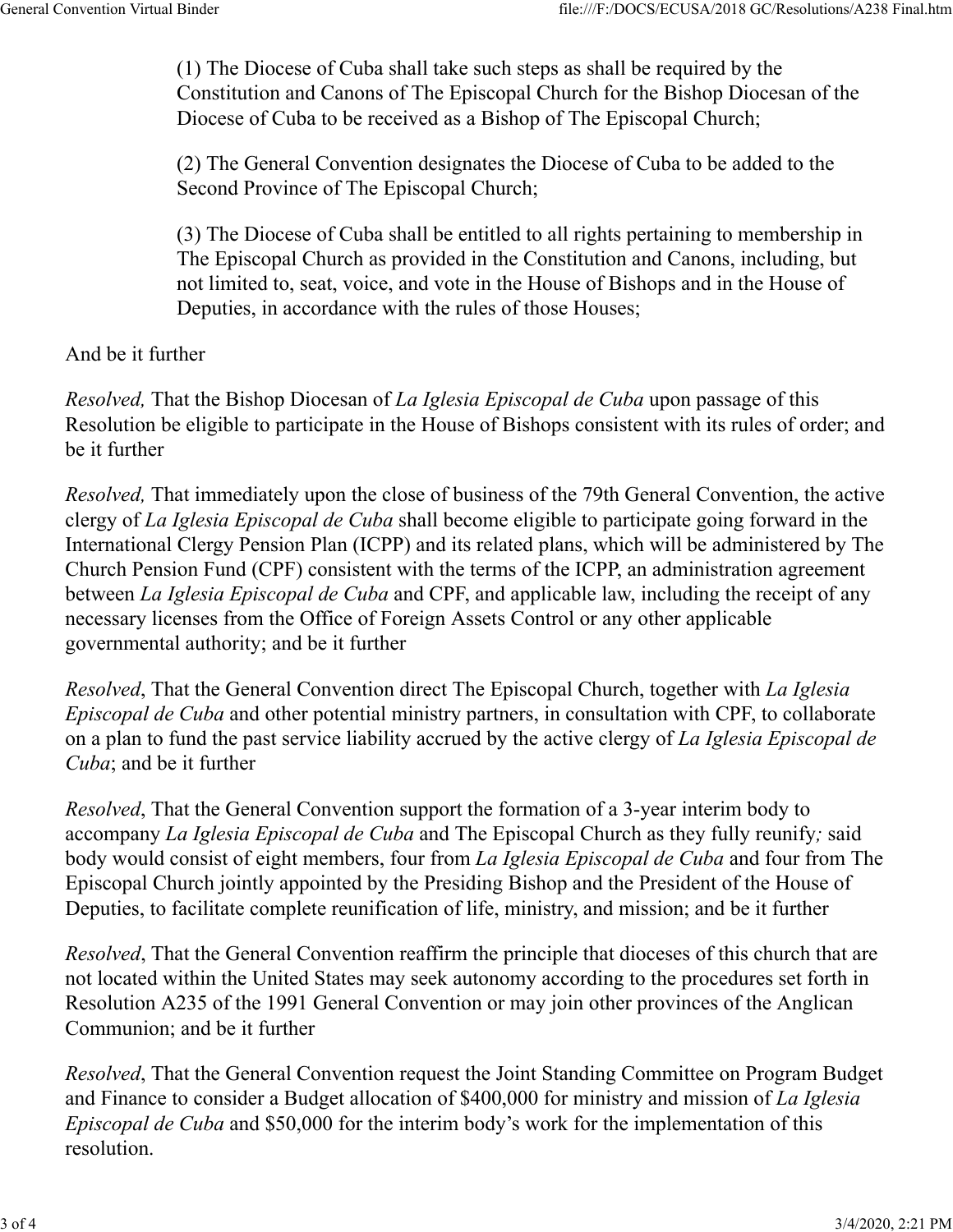(1) The Diocese of Cuba shall take such steps as shall be required by the Constitution and Canons of The Episcopal Church for the Bishop Diocesan of the Diocese of Cuba to be received as a Bishop of The Episcopal Church;

(2) The General Convention designates the Diocese of Cuba to be added to the Second Province of The Episcopal Church;

(3) The Diocese of Cuba shall be entitled to all rights pertaining to membership in The Episcopal Church as provided in the Constitution and Canons, including, but not limited to, seat, voice, and vote in the House of Bishops and in the House of Deputies, in accordance with the rules of those Houses;

And be it further

*Resolved,* That the Bishop Diocesan of *La Iglesia Episcopal de Cuba* upon passage of this Resolution be eligible to participate in the House of Bishops consistent with its rules of order; and be it further

*Resolved,* That immediately upon the close of business of the 79th General Convention, the active clergy of *La Iglesia Episcopal de Cuba* shall become eligible to participate going forward in the International Clergy Pension Plan (ICPP) and its related plans, which will be administered by The Church Pension Fund (CPF) consistent with the terms of the ICPP, an administration agreement between *La Iglesia Episcopal de Cuba* and CPF, and applicable law, including the receipt of any necessary licenses from the Office of Foreign Assets Control or any other applicable governmental authority; and be it further

*Resolved*, That the General Convention direct The Episcopal Church, together with *La Iglesia Episcopal de Cuba* and other potential ministry partners, in consultation with CPF, to collaborate on a plan to fund the past service liability accrued by the active clergy of *La Iglesia Episcopal de Cuba*; and be it further

*Resolved*, That the General Convention support the formation of a 3-year interim body to accompany *La Iglesia Episcopal de Cuba* and The Episcopal Church as they fully reunify*;* said body would consist of eight members, four from *La Iglesia Episcopal de Cuba* and four from The Episcopal Church jointly appointed by the Presiding Bishop and the President of the House of Deputies, to facilitate complete reunification of life, ministry, and mission; and be it further

*Resolved*, That the General Convention reaffirm the principle that dioceses of this church that are not located within the United States may seek autonomy according to the procedures set forth in Resolution A235 of the 1991 General Convention or may join other provinces of the Anglican Communion; and be it further

*Resolved*, That the General Convention request the Joint Standing Committee on Program Budget and Finance to consider a Budget allocation of $400,000 for ministry and mission of *La Iglesia Episcopal de Cuba* and $50,000 for the interim body's work for the implementation of this resolution.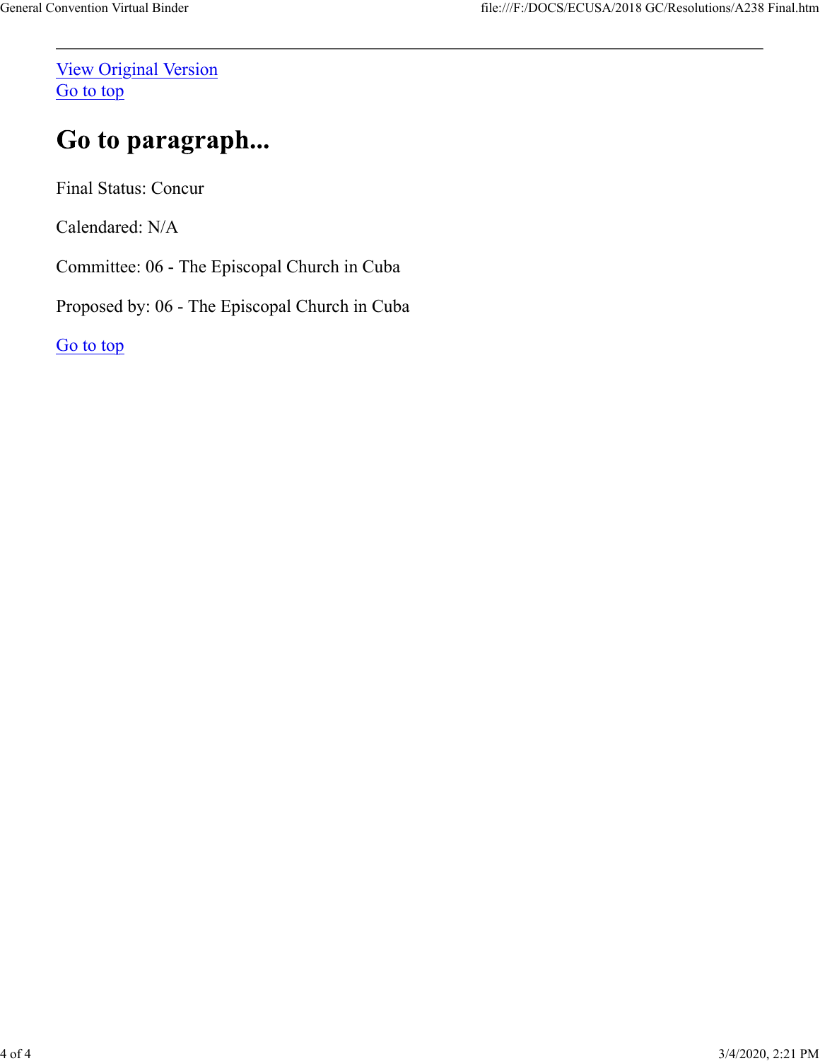View Original Version
Go to top

# Go to paragraph...

Final Status: Concur

Calendared: N/A

Committee: 06 - The Episcopal Church in Cuba

Proposed by: 06 - The Episcopal Church in Cuba

Go to top